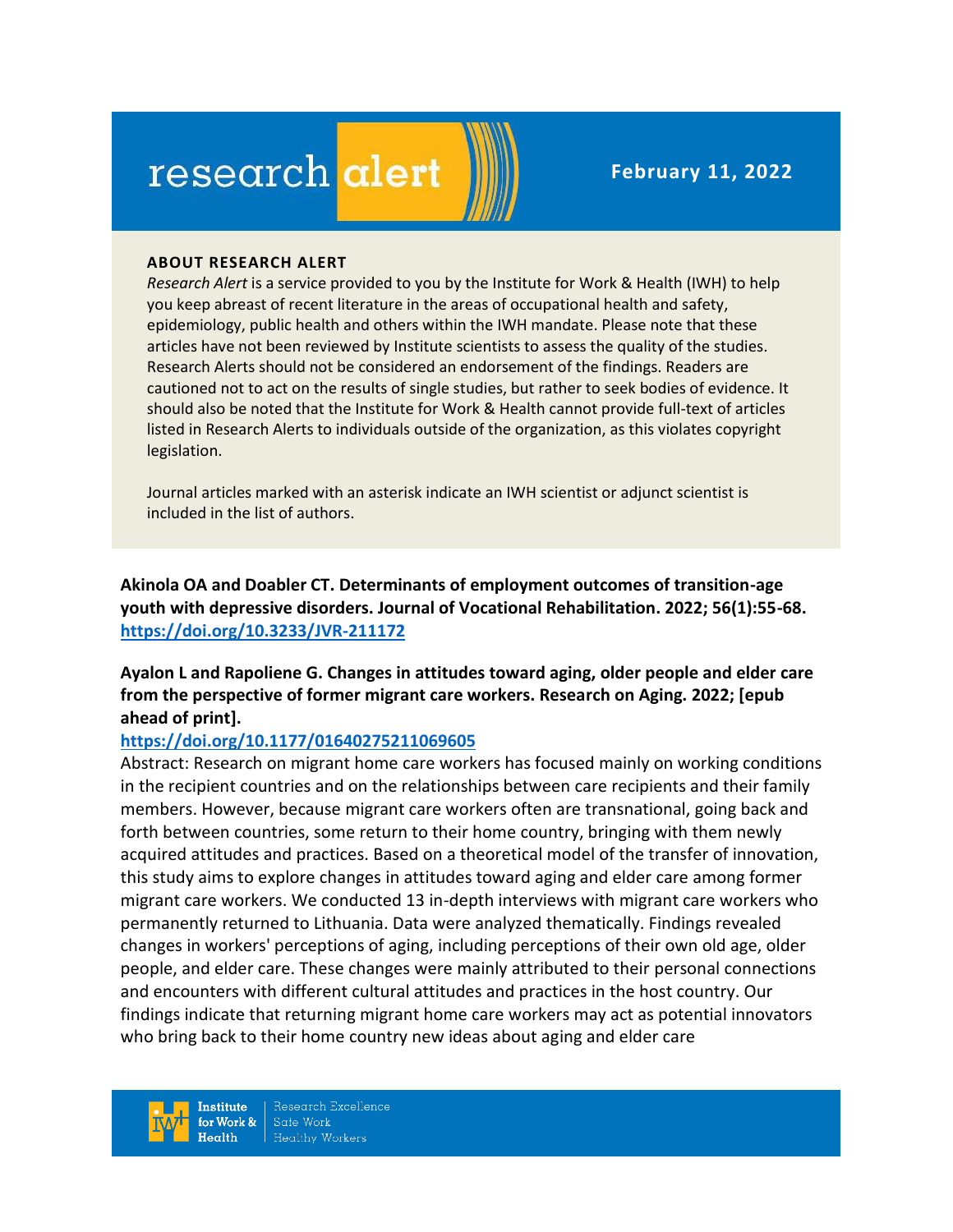# research alert

**February 11, 2022**

**ABOUT RESEARCH ALERT**

*Research Alert* is a service provided to you by the Institute for Work & Health (IWH) to help you keep abreast of recent literature in the areas of occupational health and safety, epidemiology, public health and others within the IWH mandate. Please note that these articles have not been reviewed by Institute scientists to assess the quality of the studies. Research Alerts should not be considered an endorsement of the findings. Readers are cautioned not to act on the results of single studies, but rather to seek bodies of evidence. It should also be noted that the Institute for Work & Health cannot provide full-text of articles listed in Research Alerts to individuals outside of the organization, as this violates copyright legislation.

Journal articles marked with an asterisk indicate an IWH scientist or adjunct scientist is included in the list of authors.

**Akinola OA and Doabler CT. Determinants of employment outcomes of transition-age youth with depressive disorders. Journal of Vocational Rehabilitation. 2022; 56(1):55-68.**
**https://doi.org/10.3233/JVR-211172**

**Ayalon L and Rapoliene G. Changes in attitudes toward aging, older people and elder care from the perspective of former migrant care workers. Research on Aging. 2022; [epub ahead of print].**
**https://doi.org/10.1177/01640275211069605**

Abstract: Research on migrant home care workers has focused mainly on working conditions in the recipient countries and on the relationships between care recipients and their family members. However, because migrant care workers often are transnational, going back and forth between countries, some return to their home country, bringing with them newly acquired attitudes and practices. Based on a theoretical model of the transfer of innovation, this study aims to explore changes in attitudes toward aging and elder care among former migrant care workers. We conducted 13 in-depth interviews with migrant care workers who permanently returned to Lithuania. Data were analyzed thematically. Findings revealed changes in workers' perceptions of aging, including perceptions of their own old age, older people, and elder care. These changes were mainly attributed to their personal connections and encounters with different cultural attitudes and practices in the host country. Our findings indicate that returning migrant home care workers may act as potential innovators who bring back to their home country new ideas about aging and elder care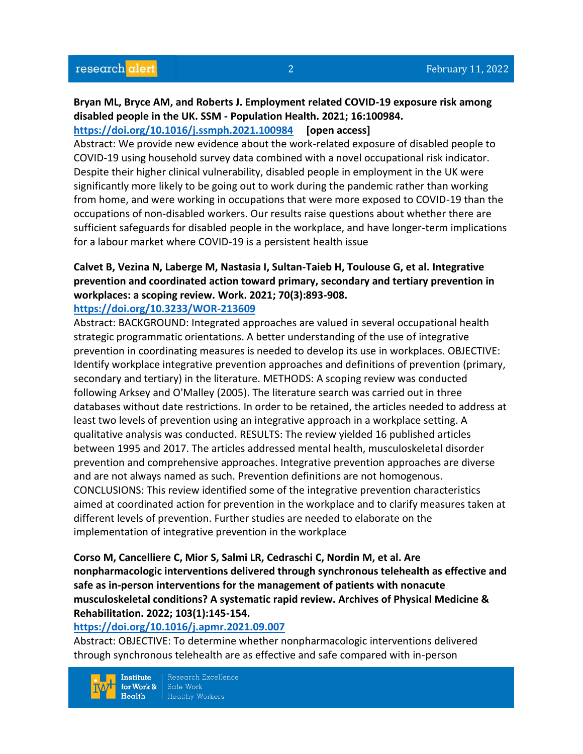**Bryan ML, Bryce AM, and Roberts J. Employment related COVID-19 exposure risk among disabled people in the UK. SSM - Population Health. 2021; 16:100984.**
https://doi.org/10.1016/j.ssmph.2021.100984 **[open access]**
Abstract: We provide new evidence about the work-related exposure of disabled people to COVID-19 using household survey data combined with a novel occupational risk indicator. Despite their higher clinical vulnerability, disabled people in employment in the UK were significantly more likely to be going out to work during the pandemic rather than working from home, and were working in occupations that were more exposed to COVID-19 than the occupations of non-disabled workers. Our results raise questions about whether there are sufficient safeguards for disabled people in the workplace, and have longer-term implications for a labour market where COVID-19 is a persistent health issue

**Calvet B, Vezina N, Laberge M, Nastasia I, Sultan-Taieb H, Toulouse G, et al. Integrative prevention and coordinated action toward primary, secondary and tertiary prevention in workplaces: a scoping review. Work. 2021; 70(3):893-908.**
https://doi.org/10.3233/WOR-213609
Abstract: BACKGROUND: Integrated approaches are valued in several occupational health strategic programmatic orientations. A better understanding of the use of integrative prevention in coordinating measures is needed to develop its use in workplaces. OBJECTIVE: Identify workplace integrative prevention approaches and definitions of prevention (primary, secondary and tertiary) in the literature. METHODS: A scoping review was conducted following Arksey and O'Malley (2005). The literature search was carried out in three databases without date restrictions. In order to be retained, the articles needed to address at least two levels of prevention using an integrative approach in a workplace setting. A qualitative analysis was conducted. RESULTS: The review yielded 16 published articles between 1995 and 2017. The articles addressed mental health, musculoskeletal disorder prevention and comprehensive approaches. Integrative prevention approaches are diverse and are not always named as such. Prevention definitions are not homogenous. CONCLUSIONS: This review identified some of the integrative prevention characteristics aimed at coordinated action for prevention in the workplace and to clarify measures taken at different levels of prevention. Further studies are needed to elaborate on the implementation of integrative prevention in the workplace

**Corso M, Cancelliere C, Mior S, Salmi LR, Cedraschi C, Nordin M, et al. Are nonpharmacologic interventions delivered through synchronous telehealth as effective and safe as in-person interventions for the management of patients with nonacute musculoskeletal conditions? A systematic rapid review. Archives of Physical Medicine & Rehabilitation. 2022; 103(1):145-154.**
https://doi.org/10.1016/j.apmr.2021.09.007
Abstract: OBJECTIVE: To determine whether nonpharmacologic interventions delivered through synchronous telehealth are as effective and safe compared with in-person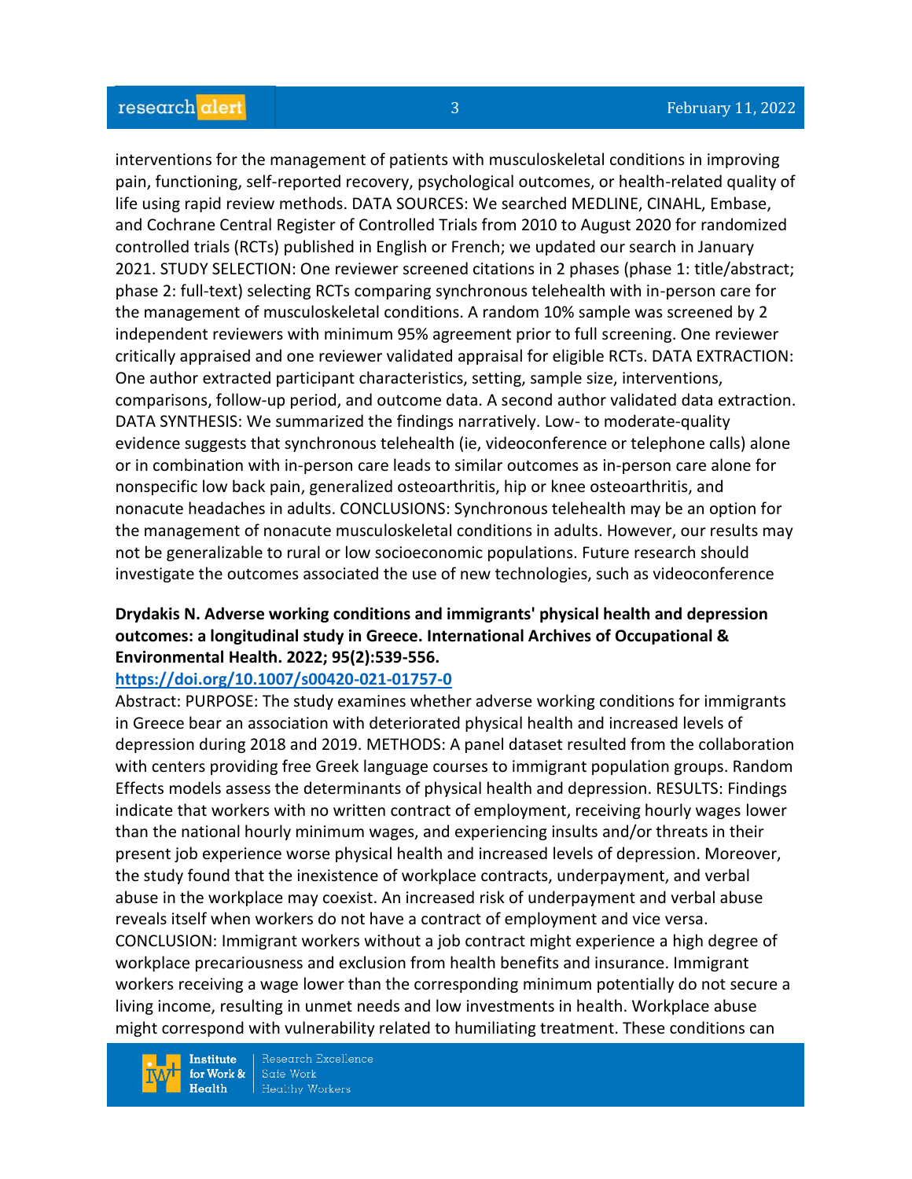interventions for the management of patients with musculoskeletal conditions in improving pain, functioning, self-reported recovery, psychological outcomes, or health-related quality of life using rapid review methods. DATA SOURCES: We searched MEDLINE, CINAHL, Embase, and Cochrane Central Register of Controlled Trials from 2010 to August 2020 for randomized controlled trials (RCTs) published in English or French; we updated our search in January 2021. STUDY SELECTION: One reviewer screened citations in 2 phases (phase 1: title/abstract; phase 2: full-text) selecting RCTs comparing synchronous telehealth with in-person care for the management of musculoskeletal conditions. A random 10% sample was screened by 2 independent reviewers with minimum 95% agreement prior to full screening. One reviewer critically appraised and one reviewer validated appraisal for eligible RCTs. DATA EXTRACTION: One author extracted participant characteristics, setting, sample size, interventions, comparisons, follow-up period, and outcome data. A second author validated data extraction. DATA SYNTHESIS: We summarized the findings narratively. Low- to moderate-quality evidence suggests that synchronous telehealth (ie, videoconference or telephone calls) alone or in combination with in-person care leads to similar outcomes as in-person care alone for nonspecific low back pain, generalized osteoarthritis, hip or knee osteoarthritis, and nonacute headaches in adults. CONCLUSIONS: Synchronous telehealth may be an option for the management of nonacute musculoskeletal conditions in adults. However, our results may not be generalizable to rural or low socioeconomic populations. Future research should investigate the outcomes associated the use of new technologies, such as videoconference

**Drydakis N. Adverse working conditions and immigrants' physical health and depression outcomes: a longitudinal study in Greece. International Archives of Occupational & Environmental Health. 2022; 95(2):539-556.**
**https://doi.org/10.1007/s00420-021-01757-0**

Abstract: PURPOSE: The study examines whether adverse working conditions for immigrants in Greece bear an association with deteriorated physical health and increased levels of depression during 2018 and 2019. METHODS: A panel dataset resulted from the collaboration with centers providing free Greek language courses to immigrant population groups. Random Effects models assess the determinants of physical health and depression. RESULTS: Findings indicate that workers with no written contract of employment, receiving hourly wages lower than the national hourly minimum wages, and experiencing insults and/or threats in their present job experience worse physical health and increased levels of depression. Moreover, the study found that the inexistence of workplace contracts, underpayment, and verbal abuse in the workplace may coexist. An increased risk of underpayment and verbal abuse reveals itself when workers do not have a contract of employment and vice versa. CONCLUSION: Immigrant workers without a job contract might experience a high degree of workplace precariousness and exclusion from health benefits and insurance. Immigrant workers receiving a wage lower than the corresponding minimum potentially do not secure a living income, resulting in unmet needs and low investments in health. Workplace abuse might correspond with vulnerability related to humiliating treatment. These conditions can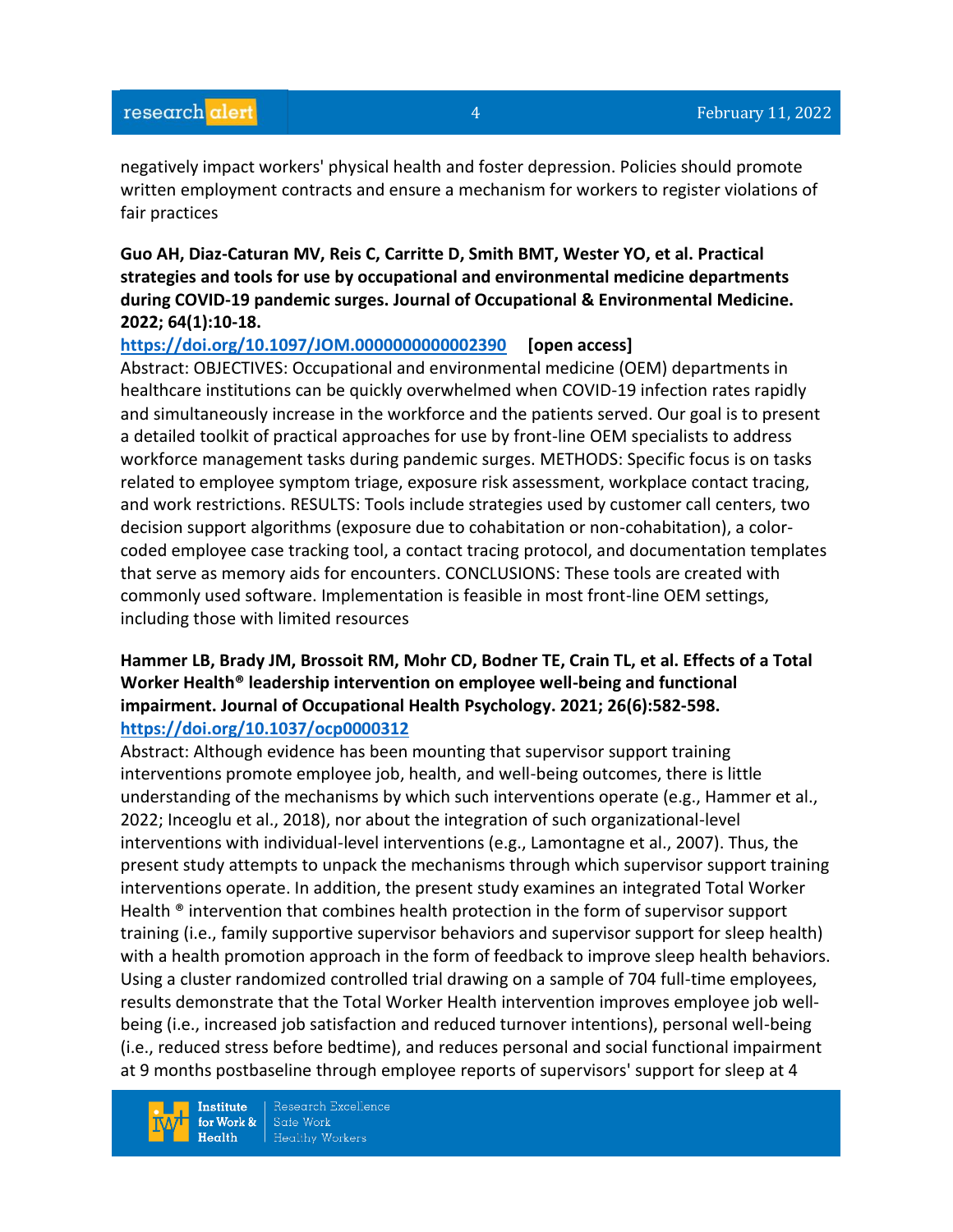negatively impact workers' physical health and foster depression. Policies should promote written employment contracts and ensure a mechanism for workers to register violations of fair practices

**Guo AH, Diaz-Caturan MV, Reis C, Carritte D, Smith BMT, Wester YO, et al. Practical strategies and tools for use by occupational and environmental medicine departments during COVID-19 pandemic surges. Journal of Occupational & Environmental Medicine. 2022; 64(1):10-18.**
**https://doi.org/10.1097/JOM.0000000000002390** **[open access]**
Abstract: OBJECTIVES: Occupational and environmental medicine (OEM) departments in healthcare institutions can be quickly overwhelmed when COVID-19 infection rates rapidly and simultaneously increase in the workforce and the patients served. Our goal is to present a detailed toolkit of practical approaches for use by front-line OEM specialists to address workforce management tasks during pandemic surges. METHODS: Specific focus is on tasks related to employee symptom triage, exposure risk assessment, workplace contact tracing, and work restrictions. RESULTS: Tools include strategies used by customer call centers, two decision support algorithms (exposure due to cohabitation or non-cohabitation), a color-coded employee case tracking tool, a contact tracing protocol, and documentation templates that serve as memory aids for encounters. CONCLUSIONS: These tools are created with commonly used software. Implementation is feasible in most front-line OEM settings, including those with limited resources

**Hammer LB, Brady JM, Brossoit RM, Mohr CD, Bodner TE, Crain TL, et al. Effects of a Total Worker Health® leadership intervention on employee well-being and functional impairment. Journal of Occupational Health Psychology. 2021; 26(6):582-598.**
**https://doi.org/10.1037/ocp0000312**
Abstract: Although evidence has been mounting that supervisor support training interventions promote employee job, health, and well-being outcomes, there is little understanding of the mechanisms by which such interventions operate (e.g., Hammer et al., 2022; Inceoglu et al., 2018), nor about the integration of such organizational-level interventions with individual-level interventions (e.g., Lamontagne et al., 2007). Thus, the present study attempts to unpack the mechanisms through which supervisor support training interventions operate. In addition, the present study examines an integrated Total Worker Health ® intervention that combines health protection in the form of supervisor support training (i.e., family supportive supervisor behaviors and supervisor support for sleep health) with a health promotion approach in the form of feedback to improve sleep health behaviors. Using a cluster randomized controlled trial drawing on a sample of 704 full-time employees, results demonstrate that the Total Worker Health intervention improves employee job well-being (i.e., increased job satisfaction and reduced turnover intentions), personal well-being (i.e., reduced stress before bedtime), and reduces personal and social functional impairment at 9 months postbaseline through employee reports of supervisors' support for sleep at 4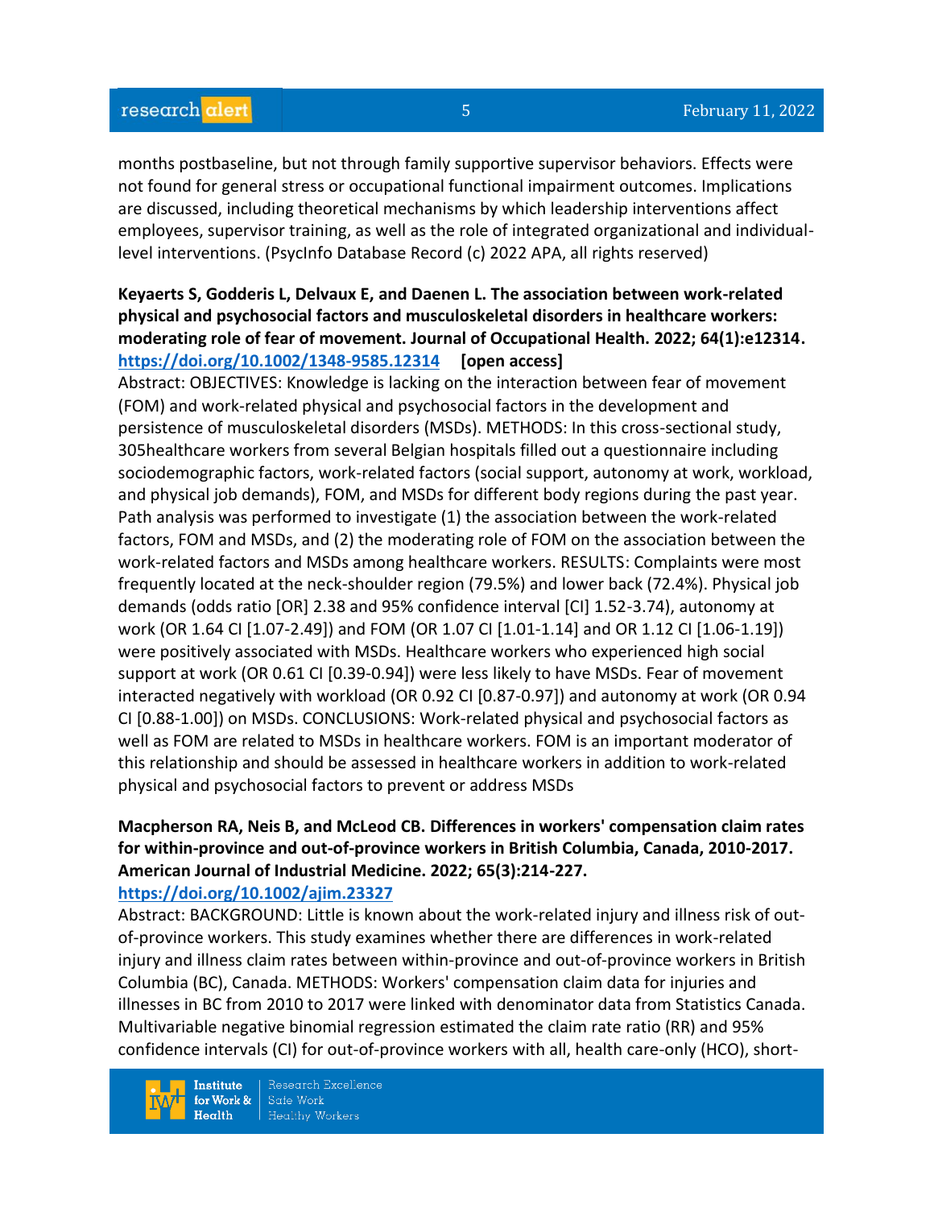months postbaseline, but not through family supportive supervisor behaviors. Effects were not found for general stress or occupational functional impairment outcomes. Implications are discussed, including theoretical mechanisms by which leadership interventions affect employees, supervisor training, as well as the role of integrated organizational and individual-level interventions. (PsycInfo Database Record (c) 2022 APA, all rights reserved)

**Keyaerts S, Godderis L, Delvaux E, and Daenen L. The association between work-related physical and psychosocial factors and musculoskeletal disorders in healthcare workers: moderating role of fear of movement. Journal of Occupational Health. 2022; 64(1):e12314.**
**https://doi.org/10.1002/1348-9585.12314** **[open access]**
Abstract: OBJECTIVES: Knowledge is lacking on the interaction between fear of movement (FOM) and work-related physical and psychosocial factors in the development and persistence of musculoskeletal disorders (MSDs). METHODS: In this cross-sectional study, 305healthcare workers from several Belgian hospitals filled out a questionnaire including sociodemographic factors, work-related factors (social support, autonomy at work, workload, and physical job demands), FOM, and MSDs for different body regions during the past year. Path analysis was performed to investigate (1) the association between the work-related factors, FOM and MSDs, and (2) the moderating role of FOM on the association between the work-related factors and MSDs among healthcare workers. RESULTS: Complaints were most frequently located at the neck-shoulder region (79.5%) and lower back (72.4%). Physical job demands (odds ratio [OR] 2.38 and 95% confidence interval [CI] 1.52-3.74), autonomy at work (OR 1.64 CI [1.07-2.49]) and FOM (OR 1.07 CI [1.01-1.14] and OR 1.12 CI [1.06-1.19]) were positively associated with MSDs. Healthcare workers who experienced high social support at work (OR 0.61 CI [0.39-0.94]) were less likely to have MSDs. Fear of movement interacted negatively with workload (OR 0.92 CI [0.87-0.97]) and autonomy at work (OR 0.94 CI [0.88-1.00]) on MSDs. CONCLUSIONS: Work-related physical and psychosocial factors as well as FOM are related to MSDs in healthcare workers. FOM is an important moderator of this relationship and should be assessed in healthcare workers in addition to work-related physical and psychosocial factors to prevent or address MSDs

**Macpherson RA, Neis B, and McLeod CB. Differences in workers' compensation claim rates for within-province and out-of-province workers in British Columbia, Canada, 2010-2017. American Journal of Industrial Medicine. 2022; 65(3):214-227.**
**https://doi.org/10.1002/ajim.23327**
Abstract: BACKGROUND: Little is known about the work-related injury and illness risk of out-of-province workers. This study examines whether there are differences in work-related injury and illness claim rates between within-province and out-of-province workers in British Columbia (BC), Canada. METHODS: Workers' compensation claim data for injuries and illnesses in BC from 2010 to 2017 were linked with denominator data from Statistics Canada. Multivariable negative binomial regression estimated the claim rate ratio (RR) and 95% confidence intervals (CI) for out-of-province workers with all, health care-only (HCO), short-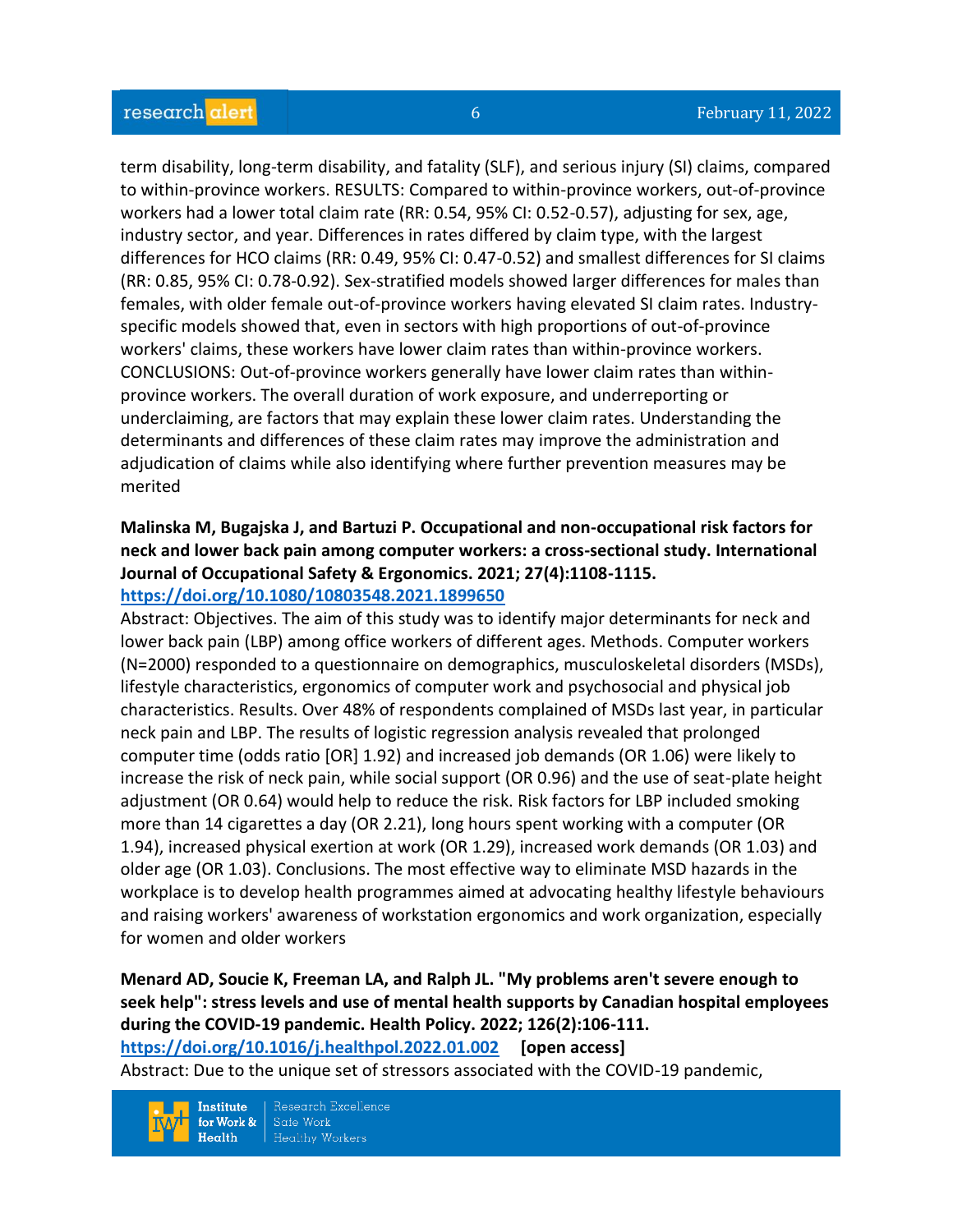term disability, long-term disability, and fatality (SLF), and serious injury (SI) claims, compared to within-province workers. RESULTS: Compared to within-province workers, out-of-province workers had a lower total claim rate (RR: 0.54, 95% CI: 0.52-0.57), adjusting for sex, age, industry sector, and year. Differences in rates differed by claim type, with the largest differences for HCO claims (RR: 0.49, 95% CI: 0.47-0.52) and smallest differences for SI claims (RR: 0.85, 95% CI: 0.78-0.92). Sex-stratified models showed larger differences for males than females, with older female out-of-province workers having elevated SI claim rates. Industry-specific models showed that, even in sectors with high proportions of out-of-province workers' claims, these workers have lower claim rates than within-province workers. CONCLUSIONS: Out-of-province workers generally have lower claim rates than within-province workers. The overall duration of work exposure, and underreporting or underclaiming, are factors that may explain these lower claim rates. Understanding the determinants and differences of these claim rates may improve the administration and adjudication of claims while also identifying where further prevention measures may be merited

**Malinska M, Bugajska J, and Bartuzi P. Occupational and non-occupational risk factors for neck and lower back pain among computer workers: a cross-sectional study. International Journal of Occupational Safety & Ergonomics. 2021; 27(4):1108-1115.**
**https://doi.org/10.1080/10803548.2021.1899650**
Abstract: Objectives. The aim of this study was to identify major determinants for neck and lower back pain (LBP) among office workers of different ages. Methods. Computer workers (N=2000) responded to a questionnaire on demographics, musculoskeletal disorders (MSDs), lifestyle characteristics, ergonomics of computer work and psychosocial and physical job characteristics. Results. Over 48% of respondents complained of MSDs last year, in particular neck pain and LBP. The results of logistic regression analysis revealed that prolonged computer time (odds ratio [OR] 1.92) and increased job demands (OR 1.06) were likely to increase the risk of neck pain, while social support (OR 0.96) and the use of seat-plate height adjustment (OR 0.64) would help to reduce the risk. Risk factors for LBP included smoking more than 14 cigarettes a day (OR 2.21), long hours spent working with a computer (OR 1.94), increased physical exertion at work (OR 1.29), increased work demands (OR 1.03) and older age (OR 1.03). Conclusions. The most effective way to eliminate MSD hazards in the workplace is to develop health programmes aimed at advocating healthy lifestyle behaviours and raising workers' awareness of workstation ergonomics and work organization, especially for women and older workers

**Menard AD, Soucie K, Freeman LA, and Ralph JL. "My problems aren't severe enough to seek help": stress levels and use of mental health supports by Canadian hospital employees during the COVID-19 pandemic. Health Policy. 2022; 126(2):106-111.**
**https://doi.org/10.1016/j.healthpol.2022.01.002** **[open access]**
Abstract: Due to the unique set of stressors associated with the COVID-19 pandemic,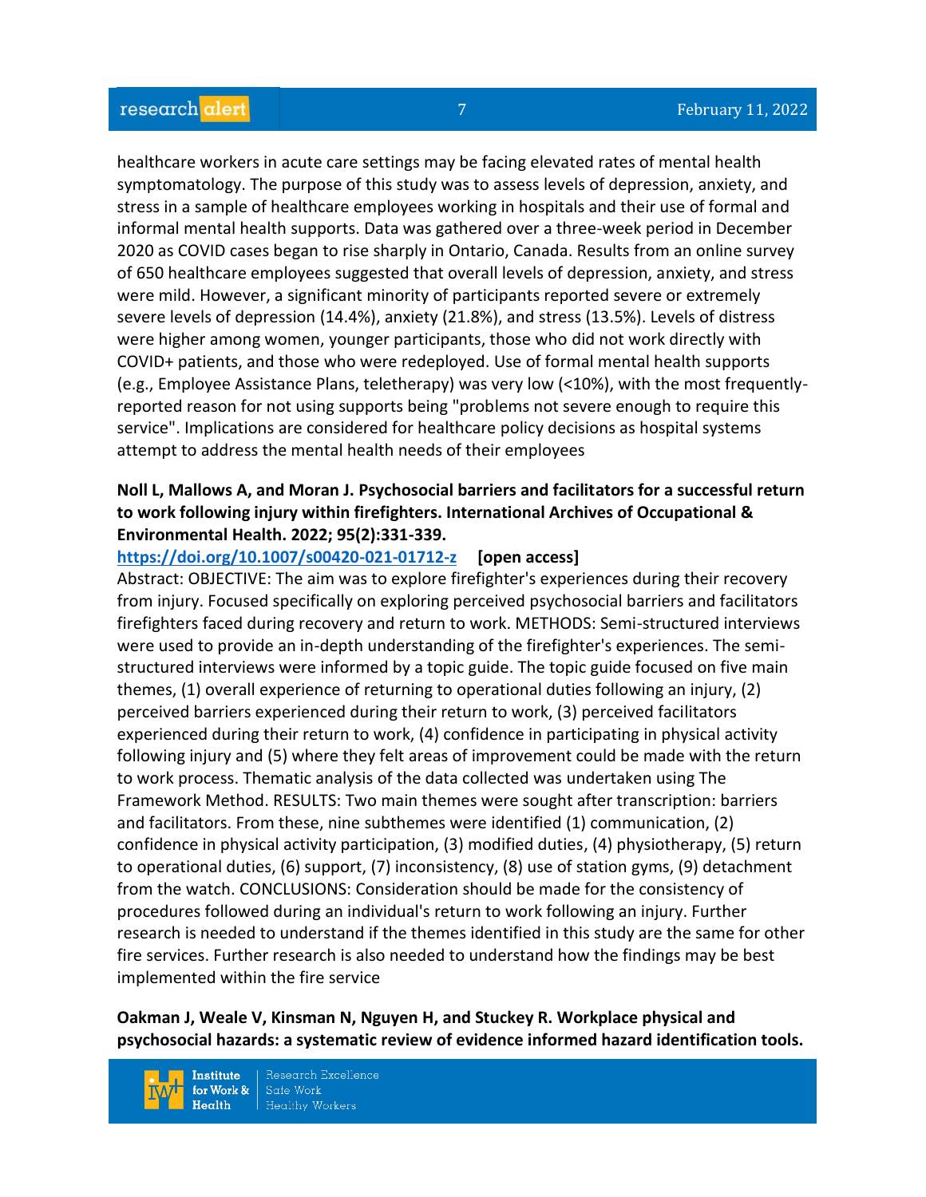healthcare workers in acute care settings may be facing elevated rates of mental health symptomatology. The purpose of this study was to assess levels of depression, anxiety, and stress in a sample of healthcare employees working in hospitals and their use of formal and informal mental health supports. Data was gathered over a three-week period in December 2020 as COVID cases began to rise sharply in Ontario, Canada. Results from an online survey of 650 healthcare employees suggested that overall levels of depression, anxiety, and stress were mild. However, a significant minority of participants reported severe or extremely severe levels of depression (14.4%), anxiety (21.8%), and stress (13.5%). Levels of distress were higher among women, younger participants, those who did not work directly with COVID+ patients, and those who were redeployed. Use of formal mental health supports (e.g., Employee Assistance Plans, teletherapy) was very low (<10%), with the most frequently-reported reason for not using supports being "problems not severe enough to require this service". Implications are considered for healthcare policy decisions as hospital systems attempt to address the mental health needs of their employees

**Noll L, Mallows A, and Moran J. Psychosocial barriers and facilitators for a successful return to work following injury within firefighters. International Archives of Occupational & Environmental Health. 2022; 95(2):331-339.**

**https://doi.org/10.1007/s00420-021-01712-z** **[open access]**

Abstract: OBJECTIVE: The aim was to explore firefighter's experiences during their recovery from injury. Focused specifically on exploring perceived psychosocial barriers and facilitators firefighters faced during recovery and return to work. METHODS: Semi-structured interviews were used to provide an in-depth understanding of the firefighter's experiences. The semi-structured interviews were informed by a topic guide. The topic guide focused on five main themes, (1) overall experience of returning to operational duties following an injury, (2) perceived barriers experienced during their return to work, (3) perceived facilitators experienced during their return to work, (4) confidence in participating in physical activity following injury and (5) where they felt areas of improvement could be made with the return to work process. Thematic analysis of the data collected was undertaken using The Framework Method. RESULTS: Two main themes were sought after transcription: barriers and facilitators. From these, nine subthemes were identified (1) communication, (2) confidence in physical activity participation, (3) modified duties, (4) physiotherapy, (5) return to operational duties, (6) support, (7) inconsistency, (8) use of station gyms, (9) detachment from the watch. CONCLUSIONS: Consideration should be made for the consistency of procedures followed during an individual's return to work following an injury. Further research is needed to understand if the themes identified in this study are the same for other fire services. Further research is also needed to understand how the findings may be best implemented within the fire service

**Oakman J, Weale V, Kinsman N, Nguyen H, and Stuckey R. Workplace physical and psychosocial hazards: a systematic review of evidence informed hazard identification tools.**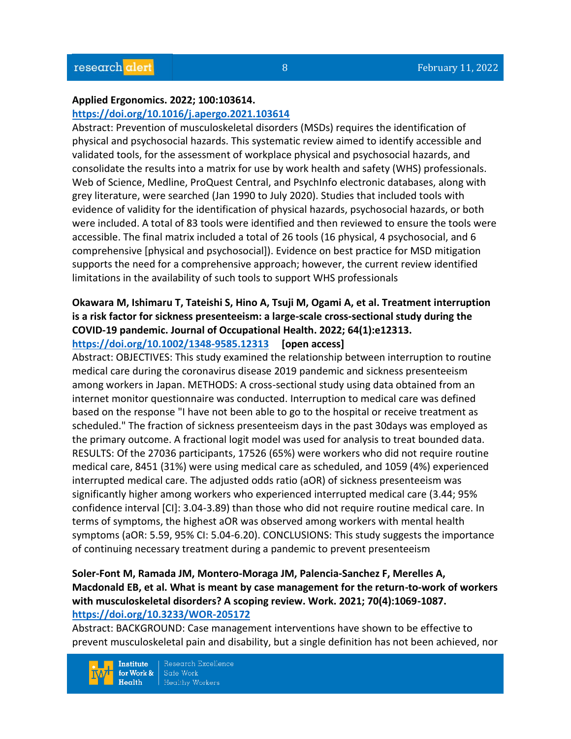**Applied Ergonomics. 2022; 100:103614.**
**https://doi.org/10.1016/j.apergo.2021.103614**

Abstract: Prevention of musculoskeletal disorders (MSDs) requires the identification of physical and psychosocial hazards. This systematic review aimed to identify accessible and validated tools, for the assessment of workplace physical and psychosocial hazards, and consolidate the results into a matrix for use by work health and safety (WHS) professionals. Web of Science, Medline, ProQuest Central, and PsychInfo electronic databases, along with grey literature, were searched (Jan 1990 to July 2020). Studies that included tools with evidence of validity for the identification of physical hazards, psychosocial hazards, or both were included. A total of 83 tools were identified and then reviewed to ensure the tools were accessible. The final matrix included a total of 26 tools (16 physical, 4 psychosocial, and 6 comprehensive [physical and psychosocial]). Evidence on best practice for MSD mitigation supports the need for a comprehensive approach; however, the current review identified limitations in the availability of such tools to support WHS professionals

**Okawara M, Ishimaru T, Tateishi S, Hino A, Tsuji M, Ogami A, et al. Treatment interruption is a risk factor for sickness presenteeism: a large-scale cross-sectional study during the COVID-19 pandemic. Journal of Occupational Health. 2022; 64(1):e12313.**
**https://doi.org/10.1002/1348-9585.12313** **[open access]**

Abstract: OBJECTIVES: This study examined the relationship between interruption to routine medical care during the coronavirus disease 2019 pandemic and sickness presenteeism among workers in Japan. METHODS: A cross-sectional study using data obtained from an internet monitor questionnaire was conducted. Interruption to medical care was defined based on the response "I have not been able to go to the hospital or receive treatment as scheduled." The fraction of sickness presenteeism days in the past 30days was employed as the primary outcome. A fractional logit model was used for analysis to treat bounded data. RESULTS: Of the 27036 participants, 17526 (65%) were workers who did not require routine medical care, 8451 (31%) were using medical care as scheduled, and 1059 (4%) experienced interrupted medical care. The adjusted odds ratio (aOR) of sickness presenteeism was significantly higher among workers who experienced interrupted medical care (3.44; 95% confidence interval [CI]: 3.04-3.89) than those who did not require routine medical care. In terms of symptoms, the highest aOR was observed among workers with mental health symptoms (aOR: 5.59, 95% CI: 5.04-6.20). CONCLUSIONS: This study suggests the importance of continuing necessary treatment during a pandemic to prevent presenteeism

**Soler-Font M, Ramada JM, Montero-Moraga JM, Palencia-Sanchez F, Merelles A, Macdonald EB, et al. What is meant by case management for the return-to-work of workers with musculoskeletal disorders? A scoping review. Work. 2021; 70(4):1069-1087.**
**https://doi.org/10.3233/WOR-205172**

Abstract: BACKGROUND: Case management interventions have shown to be effective to prevent musculoskeletal pain and disability, but a single definition has not been achieved, nor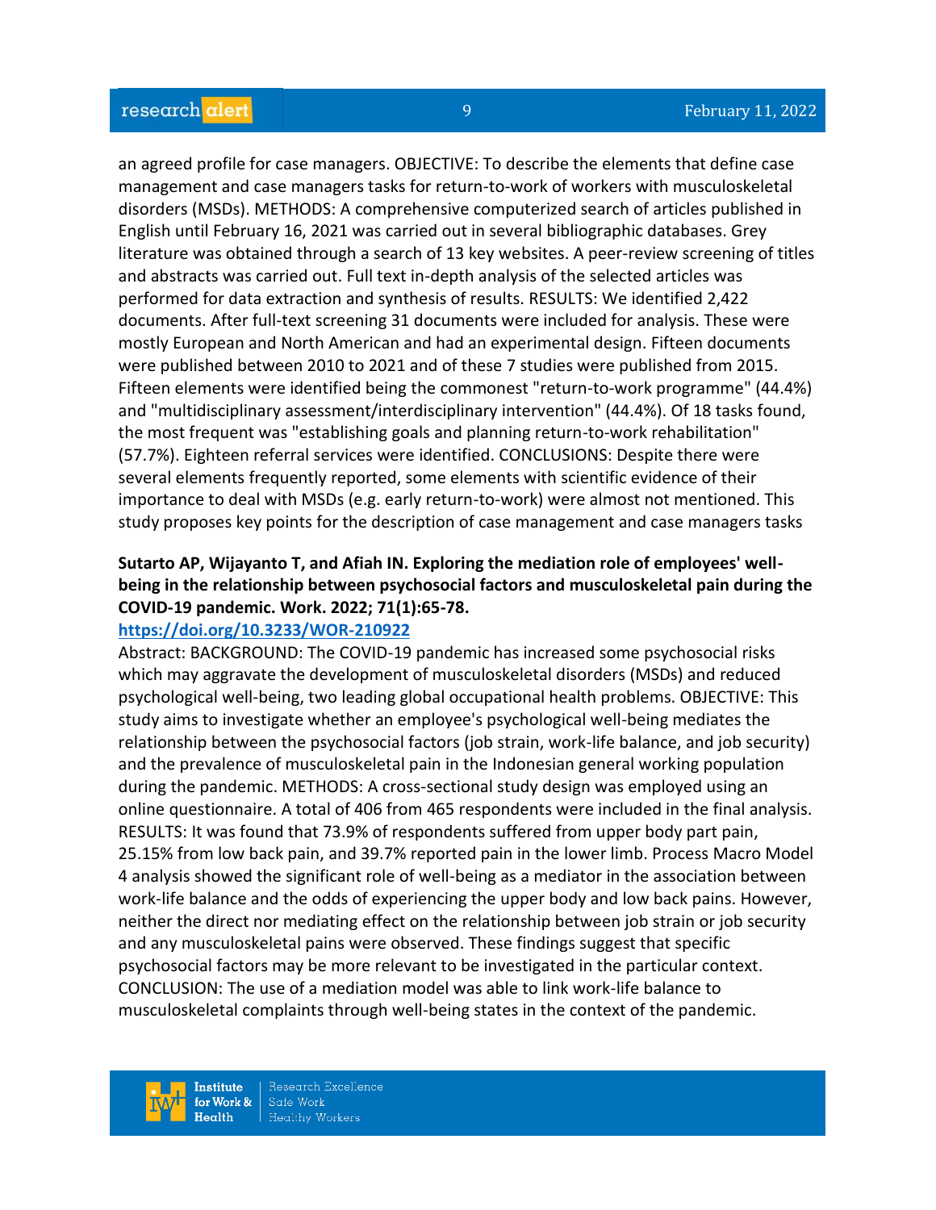an agreed profile for case managers. OBJECTIVE: To describe the elements that define case management and case managers tasks for return-to-work of workers with musculoskeletal disorders (MSDs). METHODS: A comprehensive computerized search of articles published in English until February 16, 2021 was carried out in several bibliographic databases. Grey literature was obtained through a search of 13 key websites. A peer-review screening of titles and abstracts was carried out. Full text in-depth analysis of the selected articles was performed for data extraction and synthesis of results. RESULTS: We identified 2,422 documents. After full-text screening 31 documents were included for analysis. These were mostly European and North American and had an experimental design. Fifteen documents were published between 2010 to 2021 and of these 7 studies were published from 2015. Fifteen elements were identified being the commonest "return-to-work programme" (44.4%) and "multidisciplinary assessment/interdisciplinary intervention" (44.4%). Of 18 tasks found, the most frequent was "establishing goals and planning return-to-work rehabilitation" (57.7%). Eighteen referral services were identified. CONCLUSIONS: Despite there were several elements frequently reported, some elements with scientific evidence of their importance to deal with MSDs (e.g. early return-to-work) were almost not mentioned. This study proposes key points for the description of case management and case managers tasks

**Sutarto AP, Wijayanto T, and Afiah IN. Exploring the mediation role of employees' well-being in the relationship between psychosocial factors and musculoskeletal pain during the COVID-19 pandemic. Work. 2022; 71(1):65-78.**

**https://doi.org/10.3233/WOR-210922**

Abstract: BACKGROUND: The COVID-19 pandemic has increased some psychosocial risks which may aggravate the development of musculoskeletal disorders (MSDs) and reduced psychological well-being, two leading global occupational health problems. OBJECTIVE: This study aims to investigate whether an employee's psychological well-being mediates the relationship between the psychosocial factors (job strain, work-life balance, and job security) and the prevalence of musculoskeletal pain in the Indonesian general working population during the pandemic. METHODS: A cross-sectional study design was employed using an online questionnaire. A total of 406 from 465 respondents were included in the final analysis. RESULTS: It was found that 73.9% of respondents suffered from upper body part pain, 25.15% from low back pain, and 39.7% reported pain in the lower limb. Process Macro Model 4 analysis showed the significant role of well-being as a mediator in the association between work-life balance and the odds of experiencing the upper body and low back pains. However, neither the direct nor mediating effect on the relationship between job strain or job security and any musculoskeletal pains were observed. These findings suggest that specific psychosocial factors may be more relevant to be investigated in the particular context. CONCLUSION: The use of a mediation model was able to link work-life balance to musculoskeletal complaints through well-being states in the context of the pandemic.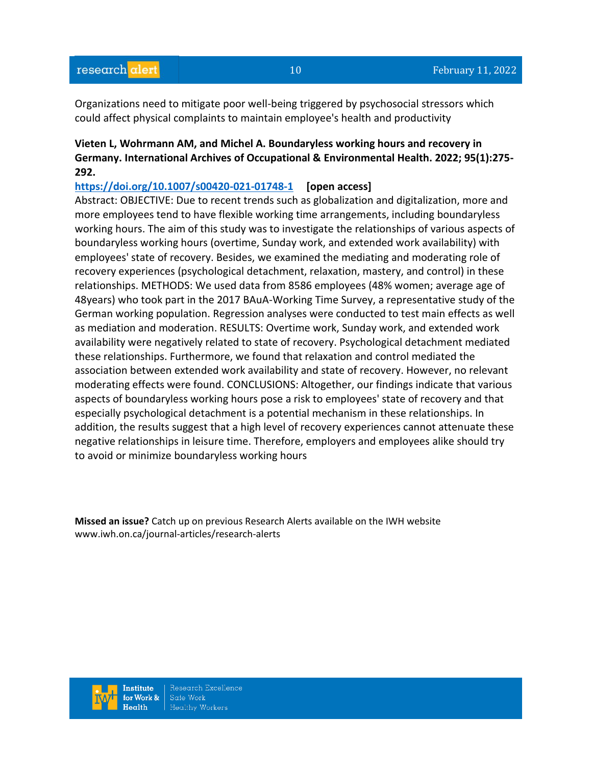Organizations need to mitigate poor well-being triggered by psychosocial stressors which could affect physical complaints to maintain employee's health and productivity

**Vieten L, Wohrmann AM, and Michel A. Boundaryless working hours and recovery in Germany. International Archives of Occupational & Environmental Health. 2022; 95(1):275-292.**

**https://doi.org/10.1007/s00420-021-01748-1** **[open access]**

Abstract: OBJECTIVE: Due to recent trends such as globalization and digitalization, more and more employees tend to have flexible working time arrangements, including boundaryless working hours. The aim of this study was to investigate the relationships of various aspects of boundaryless working hours (overtime, Sunday work, and extended work availability) with employees' state of recovery. Besides, we examined the mediating and moderating role of recovery experiences (psychological detachment, relaxation, mastery, and control) in these relationships. METHODS: We used data from 8586 employees (48% women; average age of 48years) who took part in the 2017 BAuA-Working Time Survey, a representative study of the German working population. Regression analyses were conducted to test main effects as well as mediation and moderation. RESULTS: Overtime work, Sunday work, and extended work availability were negatively related to state of recovery. Psychological detachment mediated these relationships. Furthermore, we found that relaxation and control mediated the association between extended work availability and state of recovery. However, no relevant moderating effects were found. CONCLUSIONS: Altogether, our findings indicate that various aspects of boundaryless working hours pose a risk to employees' state of recovery and that especially psychological detachment is a potential mechanism in these relationships. In addition, the results suggest that a high level of recovery experiences cannot attenuate these negative relationships in leisure time. Therefore, employers and employees alike should try to avoid or minimize boundaryless working hours

**Missed an issue?** Catch up on previous Research Alerts available on the IWH website www.iwh.on.ca/journal-articles/research-alerts